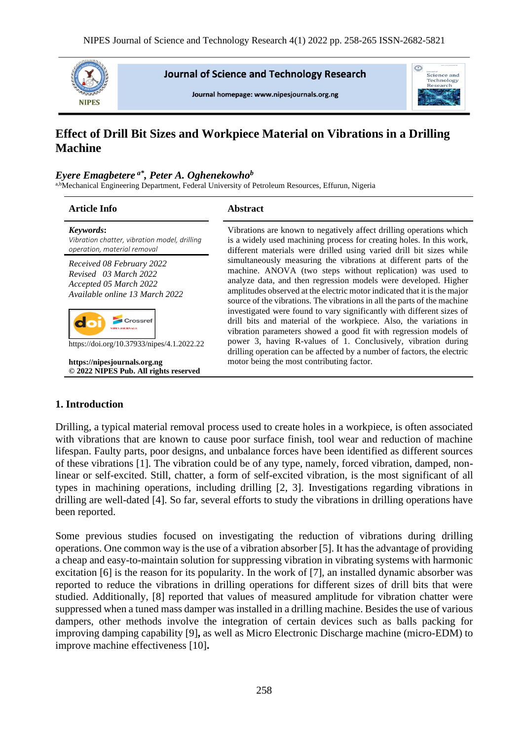# Effect of Drill Bit Sizes and Workpiece Material on Vibrations in a Drilling Machine

***Eyere Emagbetere*** [a*], ***Peter A. Oghenekowho*** [b]

[a,b]Mechanical Engineering Department, Federal University of Petroleum Resources, Effurun, Nigeria

## Article Info

***Keywords***:
*Vibration chatter, vibration model, drilling operation, material removal*

*Received 08 February 2022*
*Revised 03 March 2022*
*Accepted 05 March 2022*
*Available online 13 March 2022*

https://doi.org/10.37933/nipes/4.1.2022.22

**https://nipesjournals.org.ng**
**© 2022 NIPES Pub. All rights reserved**

## Abstract

Vibrations are known to negatively affect drilling operations which is a widely used machining process for creating holes. In this work, different materials were drilled using varied drill bit sizes while simultaneously measuring the vibrations at different parts of the machine. ANOVA (two steps without replication) was used to analyze data, and then regression models were developed. Higher amplitudes observed at the electric motor indicated that it is the major source of the vibrations. The vibrations in all the parts of the machine investigated were found to vary significantly with different sizes of drill bits and material of the workpiece. Also, the variations in vibration parameters showed a good fit with regression models of power 3, having R-values of 1. Conclusively, vibration during drilling operation can be affected by a number of factors, the electric motor being the most contributing factor.

## 1. Introduction

Drilling, a typical material removal process used to create holes in a workpiece, is often associated with vibrations that are known to cause poor surface finish, tool wear and reduction of machine lifespan. Faulty parts, poor designs, and unbalance forces have been identified as different sources of these vibrations [1]. The vibration could be of any type, namely, forced vibration, damped, non-linear or self-excited. Still, chatter, a form of self-excited vibration, is the most significant of all types in machining operations, including drilling [2, 3]. Investigations regarding vibrations in drilling are well-dated [4]. So far, several efforts to study the vibrations in drilling operations have been reported.

Some previous studies focused on investigating the reduction of vibrations during drilling operations. One common way is the use of a vibration absorber [5]. It has the advantage of providing a cheap and easy-to-maintain solution for suppressing vibration in vibrating systems with harmonic excitation [6] is the reason for its popularity. In the work of [7], an installed dynamic absorber was reported to reduce the vibrations in drilling operations for different sizes of drill bits that were studied. Additionally, [8] reported that values of measured amplitude for vibration chatter were suppressed when a tuned mass damper was installed in a drilling machine. Besides the use of various dampers, other methods involve the integration of certain devices such as balls packing for improving damping capability [9]**,** as well as Micro Electronic Discharge machine (micro-EDM) to improve machine effectiveness [10]**.**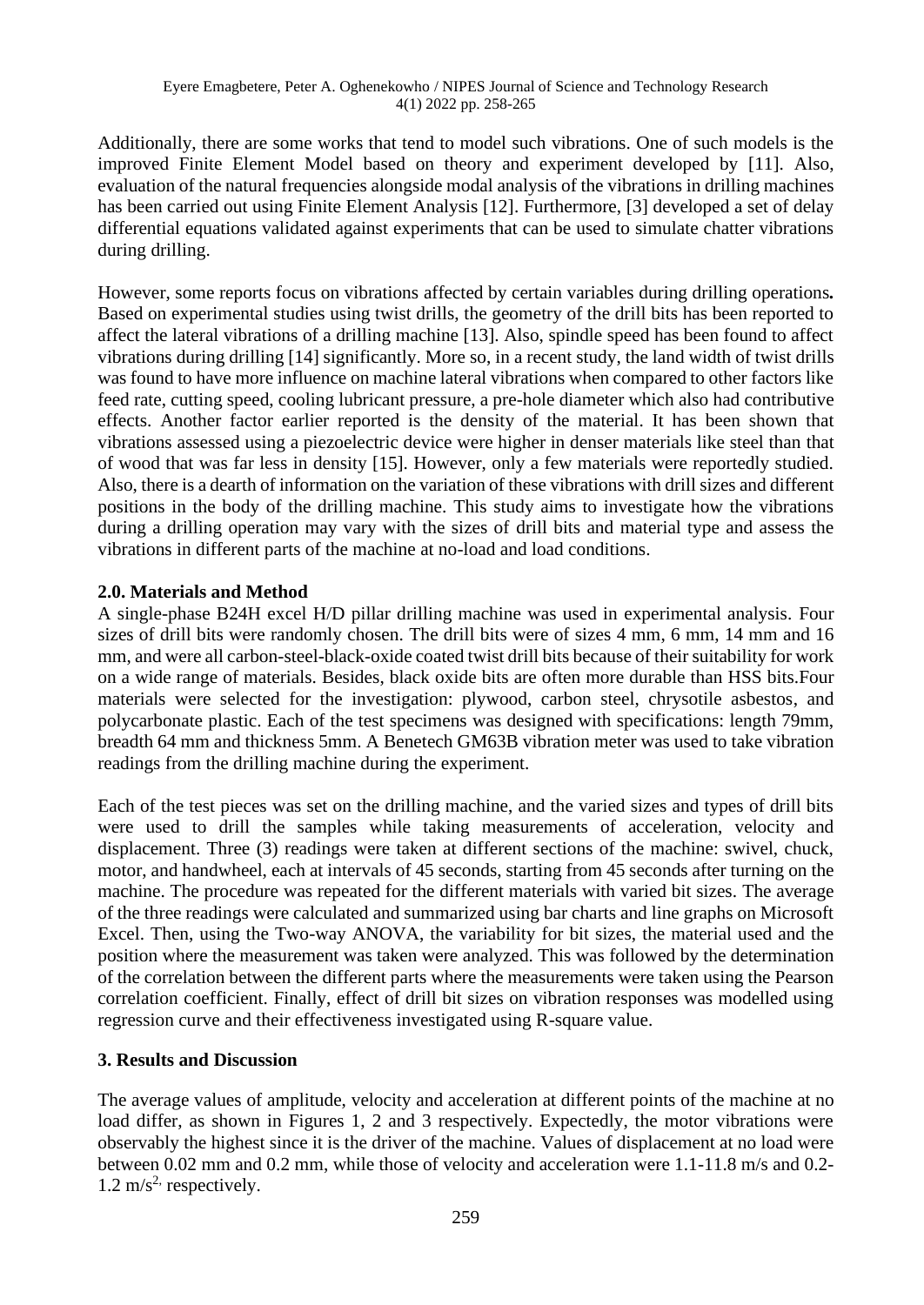Additionally, there are some works that tend to model such vibrations. One of such models is the improved Finite Element Model based on theory and experiment developed by [11]. Also, evaluation of the natural frequencies alongside modal analysis of the vibrations in drilling machines has been carried out using Finite Element Analysis [12]. Furthermore, [3] developed a set of delay differential equations validated against experiments that can be used to simulate chatter vibrations during drilling.

However, some reports focus on vibrations affected by certain variables during drilling operations**.** Based on experimental studies using twist drills, the geometry of the drill bits has been reported to affect the lateral vibrations of a drilling machine [13]. Also, spindle speed has been found to affect vibrations during drilling [14] significantly. More so, in a recent study, the land width of twist drills was found to have more influence on machine lateral vibrations when compared to other factors like feed rate, cutting speed, cooling lubricant pressure, a pre-hole diameter which also had contributive effects. Another factor earlier reported is the density of the material. It has been shown that vibrations assessed using a piezoelectric device were higher in denser materials like steel than that of wood that was far less in density [15]. However, only a few materials were reportedly studied. Also, there is a dearth of information on the variation of these vibrations with drill sizes and different positions in the body of the drilling machine. This study aims to investigate how the vibrations during a drilling operation may vary with the sizes of drill bits and material type and assess the vibrations in different parts of the machine at no-load and load conditions.

## 2.0. Materials and Method

A single-phase B24H excel H/D pillar drilling machine was used in experimental analysis. Four sizes of drill bits were randomly chosen. The drill bits were of sizes 4 mm, 6 mm, 14 mm and 16 mm, and were all carbon-steel-black-oxide coated twist drill bits because of their suitability for work on a wide range of materials. Besides, black oxide bits are often more durable than HSS bits.Four materials were selected for the investigation: plywood, carbon steel, chrysotile asbestos, and polycarbonate plastic. Each of the test specimens was designed with specifications: length 79mm, breadth 64 mm and thickness 5mm. A Benetech GM63B vibration meter was used to take vibration readings from the drilling machine during the experiment.

Each of the test pieces was set on the drilling machine, and the varied sizes and types of drill bits were used to drill the samples while taking measurements of acceleration, velocity and displacement. Three (3) readings were taken at different sections of the machine: swivel, chuck, motor, and handwheel, each at intervals of 45 seconds, starting from 45 seconds after turning on the machine. The procedure was repeated for the different materials with varied bit sizes. The average of the three readings were calculated and summarized using bar charts and line graphs on Microsoft Excel. Then, using the Two-way ANOVA, the variability for bit sizes, the material used and the position where the measurement was taken were analyzed. This was followed by the determination of the correlation between the different parts where the measurements were taken using the Pearson correlation coefficient. Finally, effect of drill bit sizes on vibration responses was modelled using regression curve and their effectiveness investigated using R-square value.

## 3. Results and Discussion

The average values of amplitude, velocity and acceleration at different points of the machine at no load differ, as shown in Figures 1, 2 and 3 respectively. Expectedly, the motor vibrations were observably the highest since it is the driver of the machine. Values of displacement at no load were between 0.02 mm and 0.2 mm, while those of velocity and acceleration were 1.1-11.8 m/s and 0.2-1.2 $m/s^2$, respectively.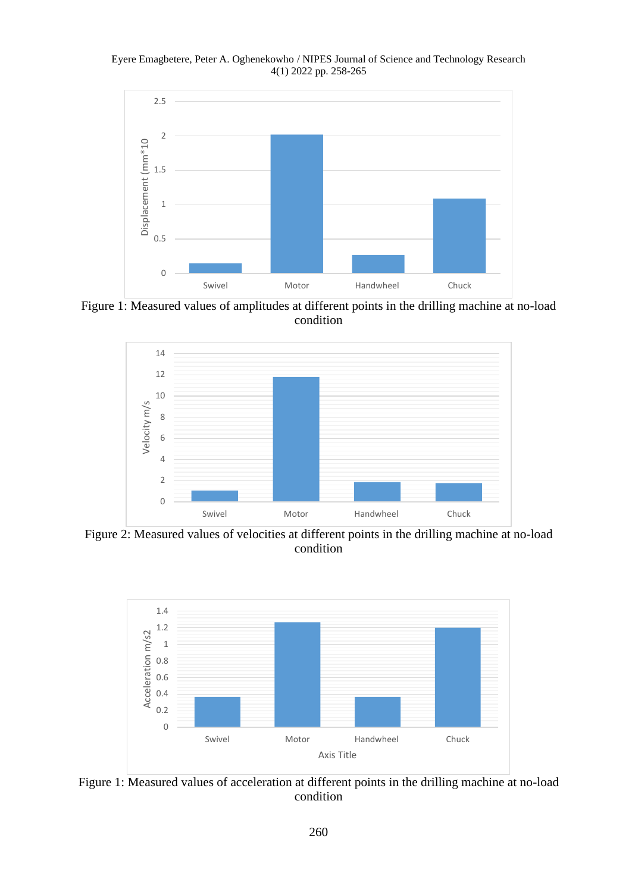Figure 1: Measured values of amplitudes at different points in the drilling machine at no-load condition

Figure 2: Measured values of velocities at different points in the drilling machine at no-load condition

Figure 1: Measured values of acceleration at different points in the drilling machine at no-load condition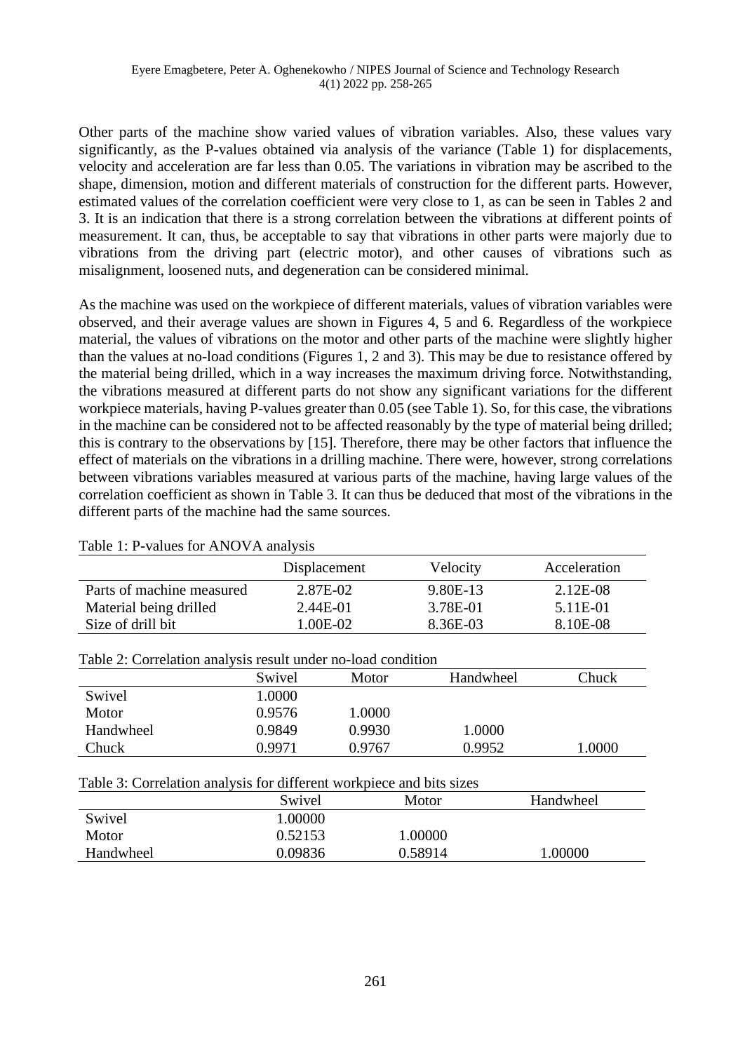Other parts of the machine show varied values of vibration variables. Also, these values vary significantly, as the P-values obtained via analysis of the variance (Table 1) for displacements, velocity and acceleration are far less than 0.05. The variations in vibration may be ascribed to the shape, dimension, motion and different materials of construction for the different parts. However, estimated values of the correlation coefficient were very close to 1, as can be seen in Tables 2 and 3. It is an indication that there is a strong correlation between the vibrations at different points of measurement. It can, thus, be acceptable to say that vibrations in other parts were majorly due to vibrations from the driving part (electric motor), and other causes of vibrations such as misalignment, loosened nuts, and degeneration can be considered minimal.

As the machine was used on the workpiece of different materials, values of vibration variables were observed, and their average values are shown in Figures 4, 5 and 6. Regardless of the workpiece material, the values of vibrations on the motor and other parts of the machine were slightly higher than the values at no-load conditions (Figures 1, 2 and 3). This may be due to resistance offered by the material being drilled, which in a way increases the maximum driving force. Notwithstanding, the vibrations measured at different parts do not show any significant variations for the different workpiece materials, having P-values greater than 0.05 (see Table 1). So, for this case, the vibrations in the machine can be considered not to be affected reasonably by the type of material being drilled; this is contrary to the observations by [15]. Therefore, there may be other factors that influence the effect of materials on the vibrations in a drilling machine. There were, however, strong correlations between vibrations variables measured at various parts of the machine, having large values of the correlation coefficient as shown in Table 3. It can thus be deduced that most of the vibrations in the different parts of the machine had the same sources.

Table 1: P-values for ANOVA analysis

| | Displacement | Velocity | Acceleration |
|---|---|---|---|
| Parts of machine measured | 2.87E-02 | 9.80E-13 | 2.12E-08 |
| Material being drilled | 2.44E-01 | 3.78E-01 | 5.11E-01 |
| Size of drill bit | 1.00E-02 | 8.36E-03 | 8.10E-08 |

Table 2: Correlation analysis result under no-load condition

| | Swivel | Motor | Handwheel | Chuck |
|---|---|---|---|---|
| Swivel | 1.0000 | | | |
| Motor | 0.9576 | 1.0000 | | |
| Handwheel | 0.9849 | 0.9930 | 1.0000 | |
| Chuck | 0.9971 | 0.9767 | 0.9952 | 1.0000 |

Table 3: Correlation analysis for different workpiece and bits sizes

| | Swivel | Motor | Handwheel |
|---|---|---|---|
| Swivel | 1.00000 | | |
| Motor | 0.52153 | 1.00000 | |
| Handwheel | 0.09836 | 0.58914 | 1.00000 |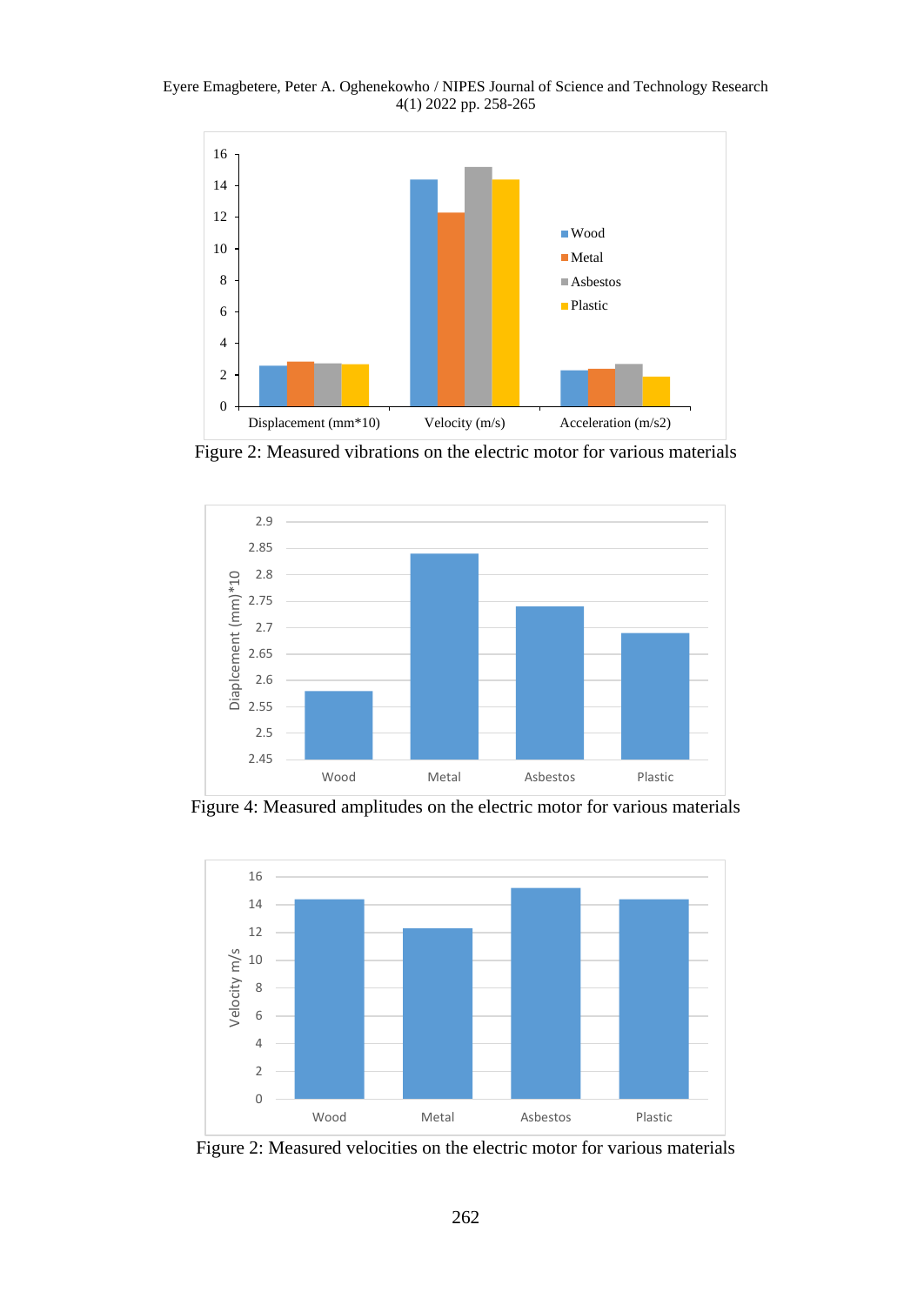Figure 2: Measured vibrations on the electric motor for various materials

Figure 4: Measured amplitudes on the electric motor for various materials

Figure 2: Measured velocities on the electric motor for various materials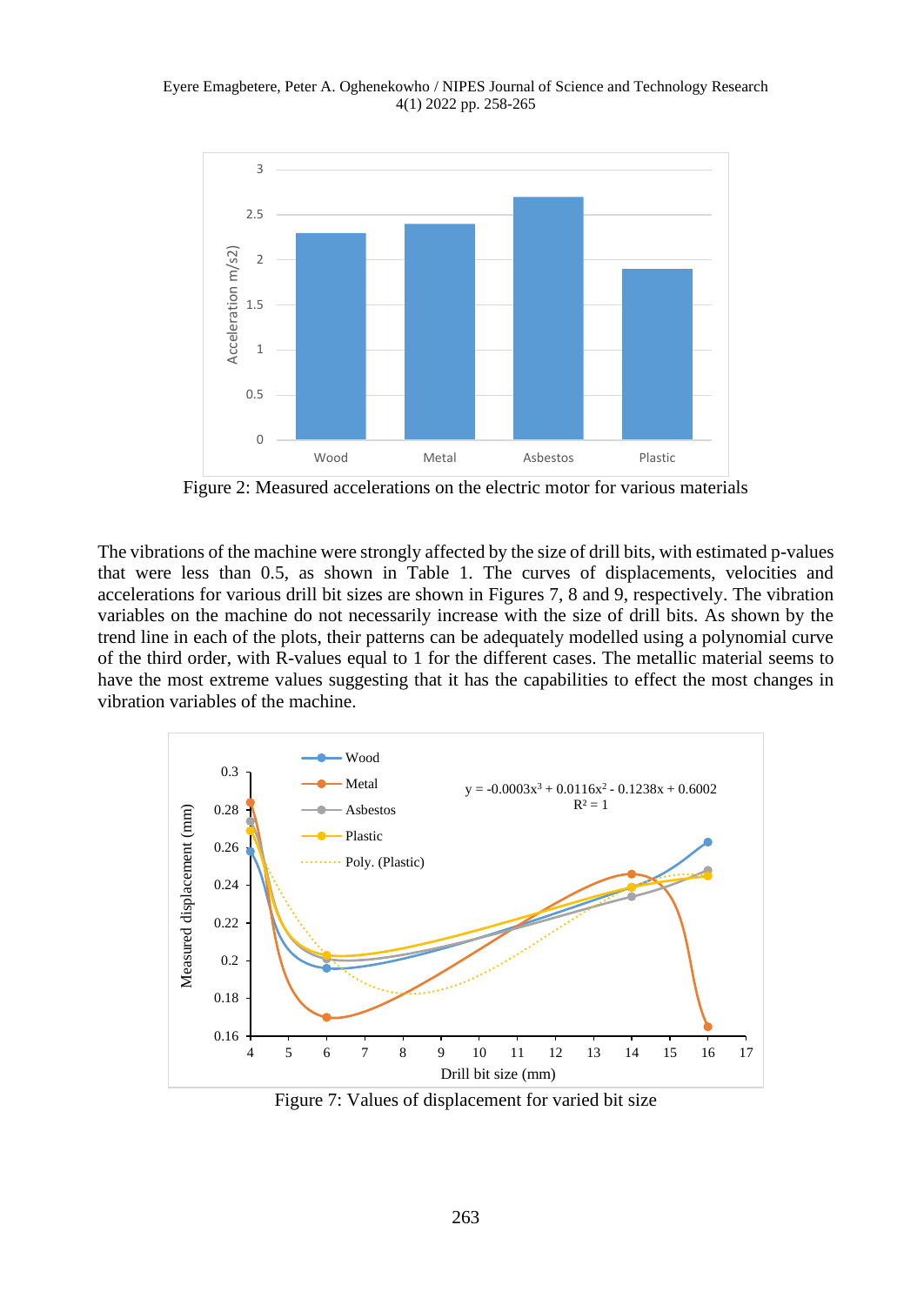Figure 2: Measured accelerations on the electric motor for various materials

The vibrations of the machine were strongly affected by the size of drill bits, with estimated p-values that were less than 0.5, as shown in Table 1. The curves of displacements, velocities and accelerations for various drill bit sizes are shown in Figures 7, 8 and 9, respectively. The vibration variables on the machine do not necessarily increase with the size of drill bits. As shown by the trend line in each of the plots, their patterns can be adequately modelled using a polynomial curve of the third order, with R-values equal to 1 for the different cases. The metallic material seems to have the most extreme values suggesting that it has the capabilities to effect the most changes in vibration variables of the machine.

Figure 7: Values of displacement for varied bit size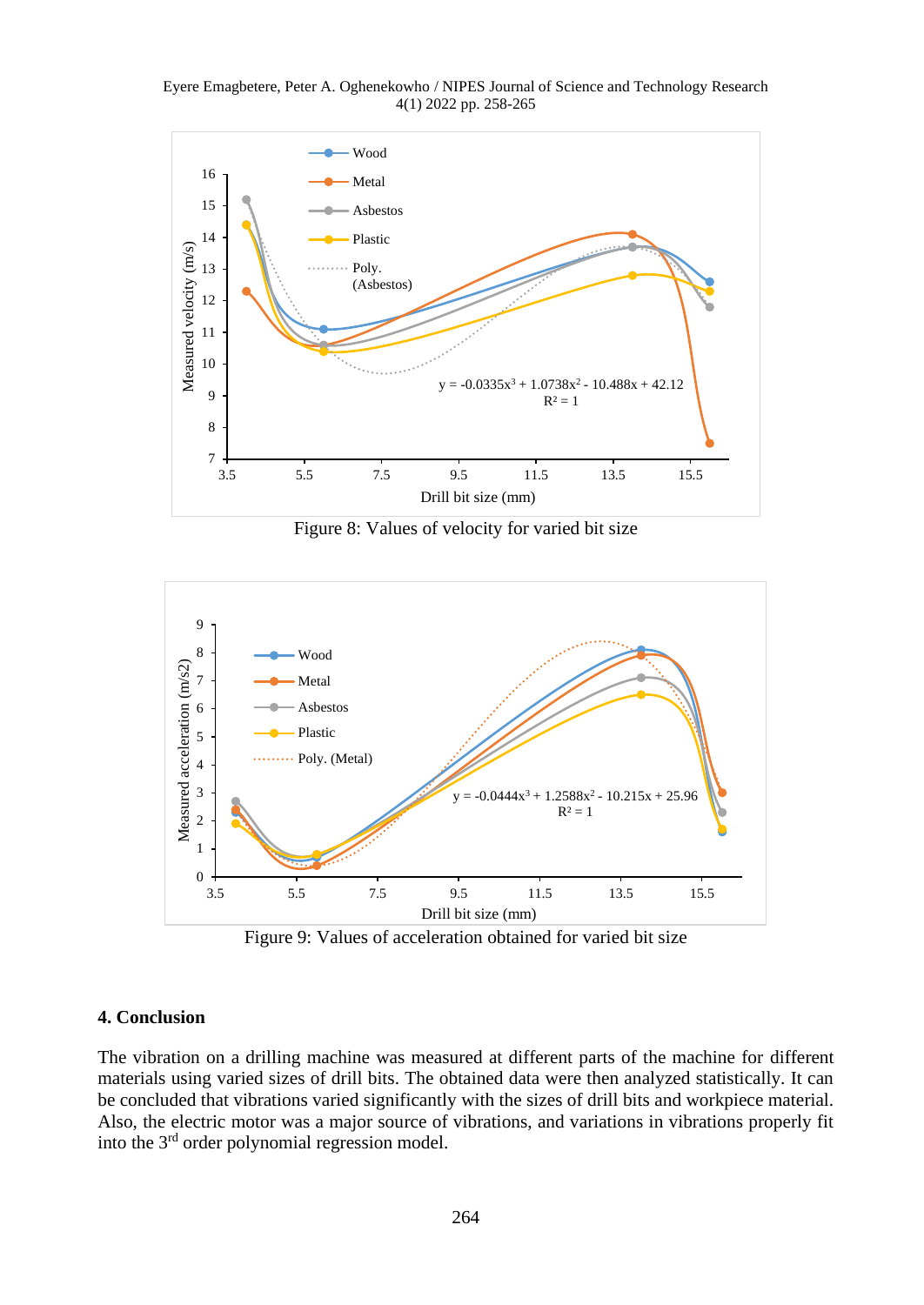Figure 8: Values of velocity for varied bit size

Figure 9: Values of acceleration obtained for varied bit size

## 4. Conclusion

The vibration on a drilling machine was measured at different parts of the machine for different materials using varied sizes of drill bits. The obtained data were then analyzed statistically. It can be concluded that vibrations varied significantly with the sizes of drill bits and workpiece material. Also, the electric motor was a major source of vibrations, and variations in vibrations properly fit into the 3rd order polynomial regression model.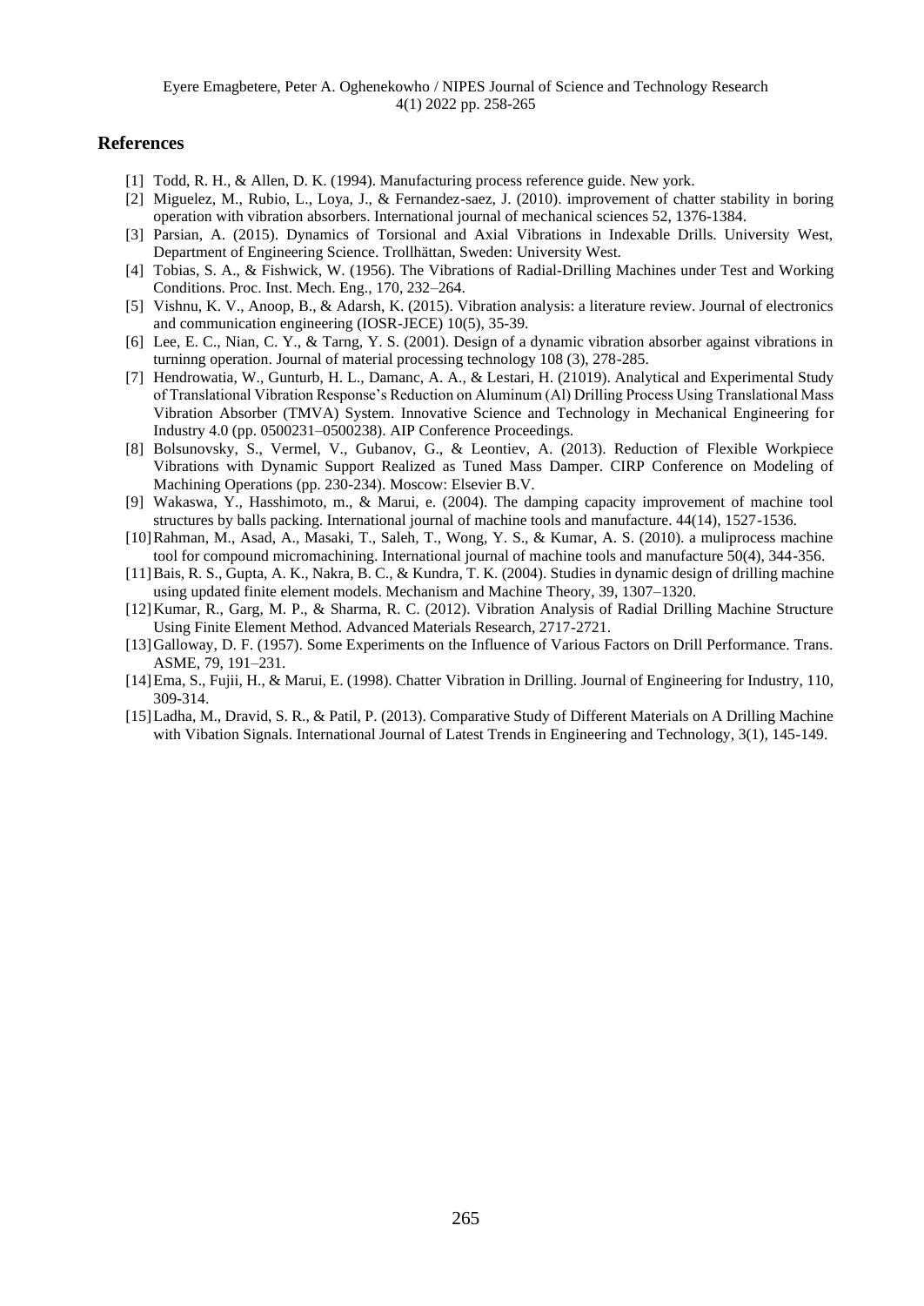## References

[1] Todd, R. H., & Allen, D. K. (1994). Manufacturing process reference guide. New york.

[2] Miguelez, M., Rubio, L., Loya, J., & Fernandez-saez, J. (2010). improvement of chatter stability in boring operation with vibration absorbers. International journal of mechanical sciences 52, 1376-1384.

[3] Parsian, A. (2015). Dynamics of Torsional and Axial Vibrations in Indexable Drills. University West, Department of Engineering Science. Trollhättan, Sweden: University West.

[4] Tobias, S. A., & Fishwick, W. (1956). The Vibrations of Radial-Drilling Machines under Test and Working Conditions. Proc. Inst. Mech. Eng., 170, 232–264.

[5] Vishnu, K. V., Anoop, B., & Adarsh, K. (2015). Vibration analysis: a literature review. Journal of electronics and communication engineering (IOSR-JECE) 10(5), 35-39.

[6] Lee, E. C., Nian, C. Y., & Tarng, Y. S. (2001). Design of a dynamic vibration absorber against vibrations in turninng operation. Journal of material processing technology 108 (3), 278-285.

[7] Hendrowatia, W., Gunturb, H. L., Damanc, A. A., & Lestari, H. (21019). Analytical and Experimental Study of Translational Vibration Response's Reduction on Aluminum (Al) Drilling Process Using Translational Mass Vibration Absorber (TMVA) System. Innovative Science and Technology in Mechanical Engineering for Industry 4.0 (pp. 0500231–0500238). AIP Conference Proceedings.

[8] Bolsunovsky, S., Vermel, V., Gubanov, G., & Leontiev, A. (2013). Reduction of Flexible Workpiece Vibrations with Dynamic Support Realized as Tuned Mass Damper. CIRP Conference on Modeling of Machining Operations (pp. 230-234). Moscow: Elsevier B.V.

[9] Wakaswa, Y., Hasshimoto, m., & Marui, e. (2004). The damping capacity improvement of machine tool structures by balls packing. International journal of machine tools and manufacture. 44(14), 1527-1536.

[10] Rahman, M., Asad, A., Masaki, T., Saleh, T., Wong, Y. S., & Kumar, A. S. (2010). a muliprocess machine tool for compound micromachining. International journal of machine tools and manufacture 50(4), 344-356.

[11] Bais, R. S., Gupta, A. K., Nakra, B. C., & Kundra, T. K. (2004). Studies in dynamic design of drilling machine using updated finite element models. Mechanism and Machine Theory, 39, 1307–1320.

[12] Kumar, R., Garg, M. P., & Sharma, R. C. (2012). Vibration Analysis of Radial Drilling Machine Structure Using Finite Element Method. Advanced Materials Research, 2717-2721.

[13] Galloway, D. F. (1957). Some Experiments on the Influence of Various Factors on Drill Performance. Trans. ASME, 79, 191–231.

[14] Ema, S., Fujii, H., & Marui, E. (1998). Chatter Vibration in Drilling. Journal of Engineering for Industry, 110, 309-314.

[15] Ladha, M., Dravid, S. R., & Patil, P. (2013). Comparative Study of Different Materials on A Drilling Machine with Vibation Signals. International Journal of Latest Trends in Engineering and Technology, 3(1), 145-149.